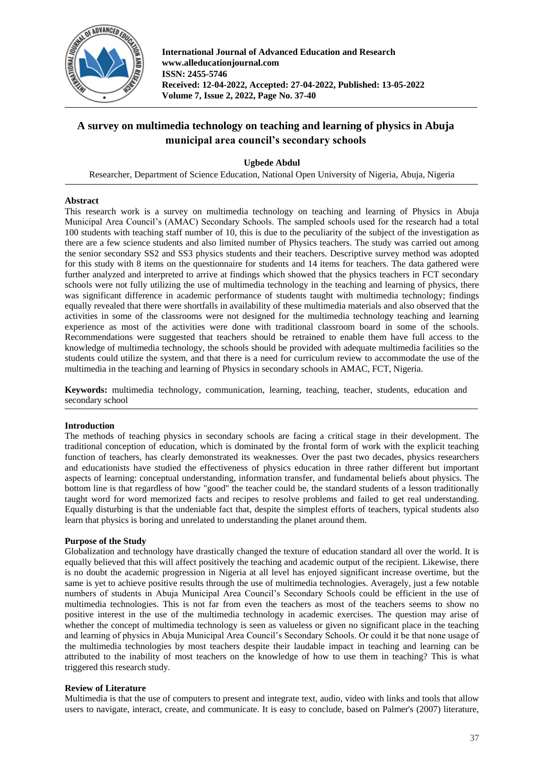# A survey on multimedia technology on teaching and learning of physics in Abuja municipal area council's secondary schools

**Ugbede Abdul**

Researcher, Department of Science Education, National Open University of Nigeria, Abuja, Nigeria

## Abstract

This research work is a survey on multimedia technology on teaching and learning of Physics in Abuja Municipal Area Council's (AMAC) Secondary Schools. The sampled schools used for the research had a total 100 students with teaching staff number of 10, this is due to the peculiarity of the subject of the investigation as there are a few science students and also limited number of Physics teachers. The study was carried out among the senior secondary SS2 and SS3 physics students and their teachers. Descriptive survey method was adopted for this study with 8 items on the questionnaire for students and 14 items for teachers. The data gathered were further analyzed and interpreted to arrive at findings which showed that the physics teachers in FCT secondary schools were not fully utilizing the use of multimedia technology in the teaching and learning of physics, there was significant difference in academic performance of students taught with multimedia technology; findings equally revealed that there were shortfalls in availability of these multimedia materials and also observed that the activities in some of the classrooms were not designed for the multimedia technology teaching and learning experience as most of the activities were done with traditional classroom board in some of the schools. Recommendations were suggested that teachers should be retrained to enable them have full access to the knowledge of multimedia technology, the schools should be provided with adequate multimedia facilities so the students could utilize the system, and that there is a need for curriculum review to accommodate the use of the multimedia in the teaching and learning of Physics in secondary schools in AMAC, FCT, Nigeria.

**Keywords:** multimedia technology, communication, learning, teaching, teacher, students, education and secondary school

## Introduction

The methods of teaching physics in secondary schools are facing a critical stage in their development. The traditional conception of education, which is dominated by the frontal form of work with the explicit teaching function of teachers, has clearly demonstrated its weaknesses. Over the past two decades, physics researchers and educationists have studied the effectiveness of physics education in three rather different but important aspects of learning: conceptual understanding, information transfer, and fundamental beliefs about physics. The bottom line is that regardless of how "good" the teacher could be, the standard students of a lesson traditionally taught word for word memorized facts and recipes to resolve problems and failed to get real understanding. Equally disturbing is that the undeniable fact that, despite the simplest efforts of teachers, typical students also learn that physics is boring and unrelated to understanding the planet around them.

## Purpose of the Study

Globalization and technology have drastically changed the texture of education standard all over the world. It is equally believed that this will affect positively the teaching and academic output of the recipient. Likewise, there is no doubt the academic progression in Nigeria at all level has enjoyed significant increase overtime, but the same is yet to achieve positive results through the use of multimedia technologies. Averagely, just a few notable numbers of students in Abuja Municipal Area Council's Secondary Schools could be efficient in the use of multimedia technologies. This is not far from even the teachers as most of the teachers seems to show no positive interest in the use of the multimedia technology in academic exercises. The question may arise of whether the concept of multimedia technology is seen as valueless or given no significant place in the teaching and learning of physics in Abuja Municipal Area Council's Secondary Schools. Or could it be that none usage of the multimedia technologies by most teachers despite their laudable impact in teaching and learning can be attributed to the inability of most teachers on the knowledge of how to use them in teaching? This is what triggered this research study.

## Review of Literature

Multimedia is that the use of computers to present and integrate text, audio, video with links and tools that allow users to navigate, interact, create, and communicate. It is easy to conclude, based on Palmer's (2007) literature,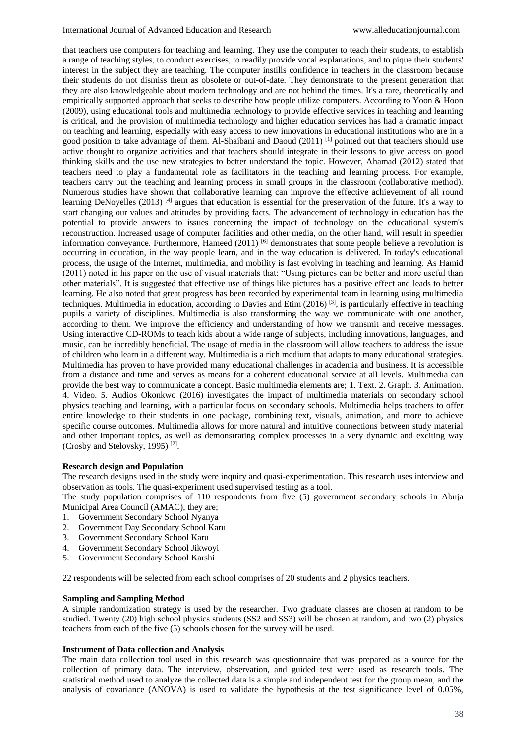that teachers use computers for teaching and learning. They use the computer to teach their students, to establish a range of teaching styles, to conduct exercises, to readily provide vocal explanations, and to pique their students' interest in the subject they are teaching. The computer instills confidence in teachers in the classroom because their students do not dismiss them as obsolete or out-of-date. They demonstrate to the present generation that they are also knowledgeable about modern technology and are not behind the times. It's a rare, theoretically and empirically supported approach that seeks to describe how people utilize computers. According to Yoon & Hoon (2009), using educational tools and multimedia technology to provide effective services in teaching and learning is critical, and the provision of multimedia technology and higher education services has had a dramatic impact on teaching and learning, especially with easy access to new innovations in educational institutions who are in a good position to take advantage of them. Al-Shaibani and Daoud (2011) [1] pointed out that teachers should use active thought to organize activities and that teachers should integrate in their lessons to give access on good thinking skills and the use new strategies to better understand the topic. However, Ahamad (2012) stated that teachers need to play a fundamental role as facilitators in the teaching and learning process. For example, teachers carry out the teaching and learning process in small groups in the classroom (collaborative method). Numerous studies have shown that collaborative learning can improve the effective achievement of all round learning DeNoyelles (2013) [4] argues that education is essential for the preservation of the future. It's a way to start changing our values and attitudes by providing facts. The advancement of technology in education has the potential to provide answers to issues concerning the impact of technology on the educational system's reconstruction. Increased usage of computer facilities and other media, on the other hand, will result in speedier information conveyance. Furthermore, Hameed (2011) [6] demonstrates that some people believe a revolution is occurring in education, in the way people learn, and in the way education is delivered. In today's educational process, the usage of the Internet, multimedia, and mobility is fast evolving in teaching and learning. As Hamid (2011) noted in his paper on the use of visual materials that: "Using pictures can be better and more useful than other materials". It is suggested that effective use of things like pictures has a positive effect and leads to better learning. He also noted that great progress has been recorded by experimental team in learning using multimedia techniques. Multimedia in education, according to Davies and Etim (2016) [3], is particularly effective in teaching pupils a variety of disciplines. Multimedia is also transforming the way we communicate with one another, according to them. We improve the efficiency and understanding of how we transmit and receive messages. Using interactive CD-ROMs to teach kids about a wide range of subjects, including innovations, languages, and music, can be incredibly beneficial. The usage of media in the classroom will allow teachers to address the issue of children who learn in a different way. Multimedia is a rich medium that adapts to many educational strategies. Multimedia has proven to have provided many educational challenges in academia and business. It is accessible from a distance and time and serves as means for a coherent educational service at all levels. Multimedia can provide the best way to communicate a concept. Basic multimedia elements are; 1. Text. 2. Graph. 3. Animation. 4. Video. 5. Audios Okonkwo (2016) investigates the impact of multimedia materials on secondary school physics teaching and learning, with a particular focus on secondary schools. Multimedia helps teachers to offer entire knowledge to their students in one package, combining text, visuals, animation, and more to achieve specific course outcomes. Multimedia allows for more natural and intuitive connections between study material and other important topics, as well as demonstrating complex processes in a very dynamic and exciting way (Crosby and Stelovsky, 1995) [2].

**Research design and Population**

The research designs used in the study were inquiry and quasi-experimentation. This research uses interview and observation as tools. The quasi-experiment used supervised testing as a tool.

The study population comprises of 110 respondents from five (5) government secondary schools in Abuja Municipal Area Council (AMAC), they are;

1. Government Secondary School Nyanya
2. Government Day Secondary School Karu
3. Government Secondary School Karu
4. Government Secondary School Jikwoyi
5. Government Secondary School Karshi

22 respondents will be selected from each school comprises of 20 students and 2 physics teachers.

**Sampling and Sampling Method**

A simple randomization strategy is used by the researcher. Two graduate classes are chosen at random to be studied. Twenty (20) high school physics students (SS2 and SS3) will be chosen at random, and two (2) physics teachers from each of the five (5) schools chosen for the survey will be used.

**Instrument of Data collection and Analysis**

The main data collection tool used in this research was questionnaire that was prepared as a source for the collection of primary data. The interview, observation, and guided test were used as research tools. The statistical method used to analyze the collected data is a simple and independent test for the group mean, and the analysis of covariance (ANOVA) is used to validate the hypothesis at the test significance level of 0.05%,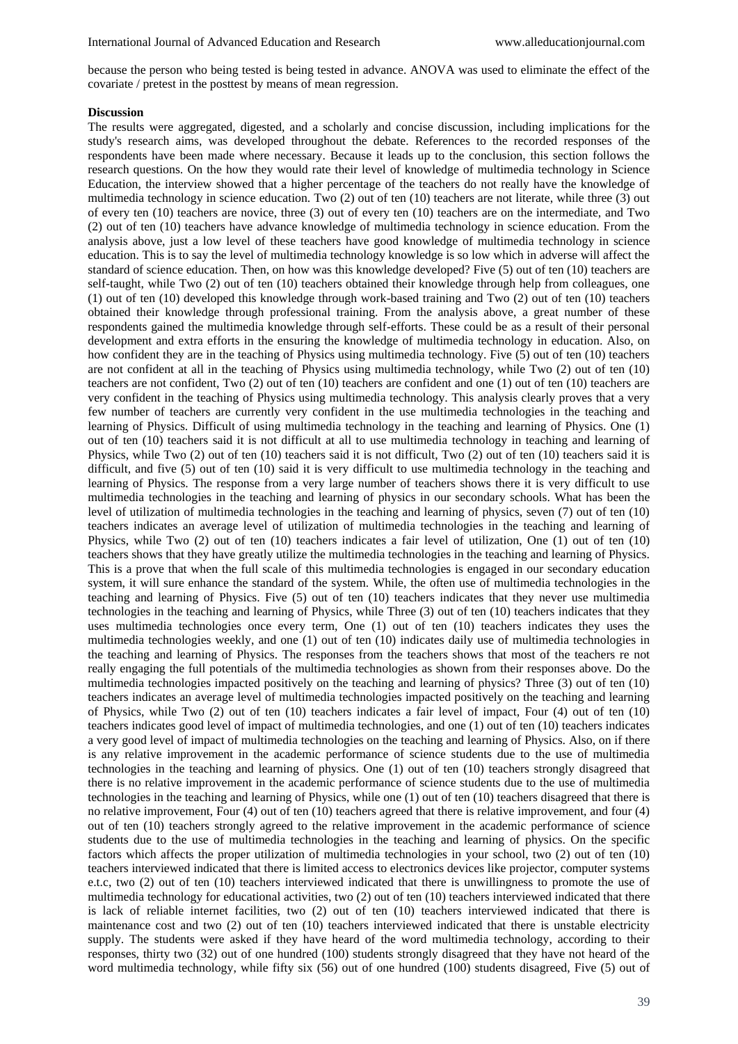because the person who being tested is being tested in advance. ANOVA was used to eliminate the effect of the covariate / pretest in the posttest by means of mean regression.

**Discussion**

The results were aggregated, digested, and a scholarly and concise discussion, including implications for the study's research aims, was developed throughout the debate. References to the recorded responses of the respondents have been made where necessary. Because it leads up to the conclusion, this section follows the research questions. On the how they would rate their level of knowledge of multimedia technology in Science Education, the interview showed that a higher percentage of the teachers do not really have the knowledge of multimedia technology in science education. Two (2) out of ten (10) teachers are not literate, while three (3) out of every ten (10) teachers are novice, three (3) out of every ten (10) teachers are on the intermediate, and Two (2) out of ten (10) teachers have advance knowledge of multimedia technology in science education. From the analysis above, just a low level of these teachers have good knowledge of multimedia technology in science education. This is to say the level of multimedia technology knowledge is so low which in adverse will affect the standard of science education. Then, on how was this knowledge developed? Five (5) out of ten (10) teachers are self-taught, while Two (2) out of ten (10) teachers obtained their knowledge through help from colleagues, one (1) out of ten (10) developed this knowledge through work-based training and Two (2) out of ten (10) teachers obtained their knowledge through professional training. From the analysis above, a great number of these respondents gained the multimedia knowledge through self-efforts. These could be as a result of their personal development and extra efforts in the ensuring the knowledge of multimedia technology in education. Also, on how confident they are in the teaching of Physics using multimedia technology. Five (5) out of ten (10) teachers are not confident at all in the teaching of Physics using multimedia technology, while Two (2) out of ten (10) teachers are not confident, Two (2) out of ten (10) teachers are confident and one (1) out of ten (10) teachers are very confident in the teaching of Physics using multimedia technology. This analysis clearly proves that a very few number of teachers are currently very confident in the use multimedia technologies in the teaching and learning of Physics. Difficult of using multimedia technology in the teaching and learning of Physics. One (1) out of ten (10) teachers said it is not difficult at all to use multimedia technology in teaching and learning of Physics, while Two (2) out of ten (10) teachers said it is not difficult, Two (2) out of ten (10) teachers said it is difficult, and five (5) out of ten (10) said it is very difficult to use multimedia technology in the teaching and learning of Physics. The response from a very large number of teachers shows there it is very difficult to use multimedia technologies in the teaching and learning of physics in our secondary schools. What has been the level of utilization of multimedia technologies in the teaching and learning of physics, seven (7) out of ten (10) teachers indicates an average level of utilization of multimedia technologies in the teaching and learning of Physics, while Two (2) out of ten (10) teachers indicates a fair level of utilization, One (1) out of ten (10) teachers shows that they have greatly utilize the multimedia technologies in the teaching and learning of Physics. This is a prove that when the full scale of this multimedia technologies is engaged in our secondary education system, it will sure enhance the standard of the system. While, the often use of multimedia technologies in the teaching and learning of Physics. Five (5) out of ten (10) teachers indicates that they never use multimedia technologies in the teaching and learning of Physics, while Three (3) out of ten (10) teachers indicates that they uses multimedia technologies once every term, One (1) out of ten (10) teachers indicates they uses the multimedia technologies weekly, and one (1) out of ten (10) indicates daily use of multimedia technologies in the teaching and learning of Physics. The responses from the teachers shows that most of the teachers re not really engaging the full potentials of the multimedia technologies as shown from their responses above. Do the multimedia technologies impacted positively on the teaching and learning of physics? Three (3) out of ten (10) teachers indicates an average level of multimedia technologies impacted positively on the teaching and learning of Physics, while Two (2) out of ten (10) teachers indicates a fair level of impact, Four (4) out of ten (10) teachers indicates good level of impact of multimedia technologies, and one (1) out of ten (10) teachers indicates a very good level of impact of multimedia technologies on the teaching and learning of Physics. Also, on if there is any relative improvement in the academic performance of science students due to the use of multimedia technologies in the teaching and learning of physics. One (1) out of ten (10) teachers strongly disagreed that there is no relative improvement in the academic performance of science students due to the use of multimedia technologies in the teaching and learning of Physics, while one (1) out of ten (10) teachers disagreed that there is no relative improvement, Four (4) out of ten (10) teachers agreed that there is relative improvement, and four (4) out of ten (10) teachers strongly agreed to the relative improvement in the academic performance of science students due to the use of multimedia technologies in the teaching and learning of physics. On the specific factors which affects the proper utilization of multimedia technologies in your school, two (2) out of ten (10) teachers interviewed indicated that there is limited access to electronics devices like projector, computer systems e.t.c, two (2) out of ten (10) teachers interviewed indicated that there is unwillingness to promote the use of multimedia technology for educational activities, two (2) out of ten (10) teachers interviewed indicated that there is lack of reliable internet facilities, two (2) out of ten (10) teachers interviewed indicated that there is maintenance cost and two (2) out of ten (10) teachers interviewed indicated that there is unstable electricity supply. The students were asked if they have heard of the word multimedia technology, according to their responses, thirty two (32) out of one hundred (100) students strongly disagreed that they have not heard of the word multimedia technology, while fifty six (56) out of one hundred (100) students disagreed, Five (5) out of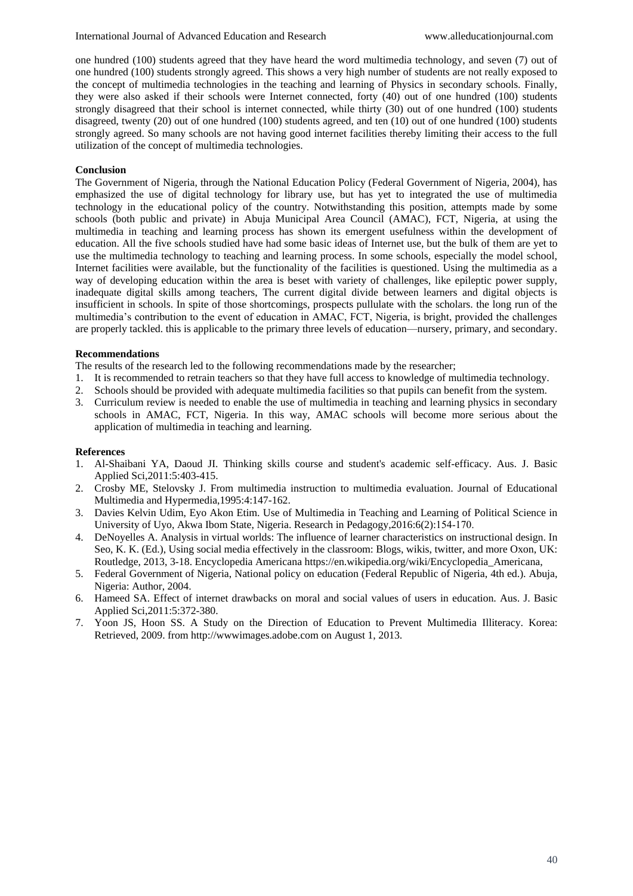one hundred (100) students agreed that they have heard the word multimedia technology, and seven (7) out of one hundred (100) students strongly agreed. This shows a very high number of students are not really exposed to the concept of multimedia technologies in the teaching and learning of Physics in secondary schools. Finally, they were also asked if their schools were Internet connected, forty (40) out of one hundred (100) students strongly disagreed that their school is internet connected, while thirty (30) out of one hundred (100) students disagreed, twenty (20) out of one hundred (100) students agreed, and ten (10) out of one hundred (100) students strongly agreed. So many schools are not having good internet facilities thereby limiting their access to the full utilization of the concept of multimedia technologies.

**Conclusion**

The Government of Nigeria, through the National Education Policy (Federal Government of Nigeria, 2004), has emphasized the use of digital technology for library use, but has yet to integrated the use of multimedia technology in the educational policy of the country. Notwithstanding this position, attempts made by some schools (both public and private) in Abuja Municipal Area Council (AMAC), FCT, Nigeria, at using the multimedia in teaching and learning process has shown its emergent usefulness within the development of education. All the five schools studied have had some basic ideas of Internet use, but the bulk of them are yet to use the multimedia technology to teaching and learning process. In some schools, especially the model school, Internet facilities were available, but the functionality of the facilities is questioned. Using the multimedia as a way of developing education within the area is beset with variety of challenges, like epileptic power supply, inadequate digital skills among teachers, The current digital divide between learners and digital objects is insufficient in schools. In spite of those shortcomings, prospects pullulate with the scholars. the long run of the multimedia's contribution to the event of education in AMAC, FCT, Nigeria, is bright, provided the challenges are properly tackled. this is applicable to the primary three levels of education—nursery, primary, and secondary.

**Recommendations**

The results of the research led to the following recommendations made by the researcher;

1. It is recommended to retrain teachers so that they have full access to knowledge of multimedia technology.
2. Schools should be provided with adequate multimedia facilities so that pupils can benefit from the system.
3. Curriculum review is needed to enable the use of multimedia in teaching and learning physics in secondary schools in AMAC, FCT, Nigeria. In this way, AMAC schools will become more serious about the application of multimedia in teaching and learning.

**References**

1. Al-Shaibani YA, Daoud JI. Thinking skills course and student's academic self-efficacy. Aus. J. Basic Applied Sci,2011:5:403-415.
2. Crosby ME, Stelovsky J. From multimedia instruction to multimedia evaluation. Journal of Educational Multimedia and Hypermedia,1995:4:147-162.
3. Davies Kelvin Udim, Eyo Akon Etim. Use of Multimedia in Teaching and Learning of Political Science in University of Uyo, Akwa Ibom State, Nigeria. Research in Pedagogy,2016:6(2):154-170.
4. DeNoyelles A. Analysis in virtual worlds: The influence of learner characteristics on instructional design. In Seo, K. K. (Ed.), Using social media effectively in the classroom: Blogs, wikis, twitter, and more Oxon, UK: Routledge, 2013, 3-18. Encyclopedia Americana https://en.wikipedia.org/wiki/Encyclopedia_Americana,
5. Federal Government of Nigeria, National policy on education (Federal Republic of Nigeria, 4th ed.). Abuja, Nigeria: Author, 2004.
6. Hameed SA. Effect of internet drawbacks on moral and social values of users in education. Aus. J. Basic Applied Sci,2011:5:372-380.
7. Yoon JS, Hoon SS. A Study on the Direction of Education to Prevent Multimedia Illiteracy. Korea: Retrieved, 2009. from http://wwwimages.adobe.com on August 1, 2013.